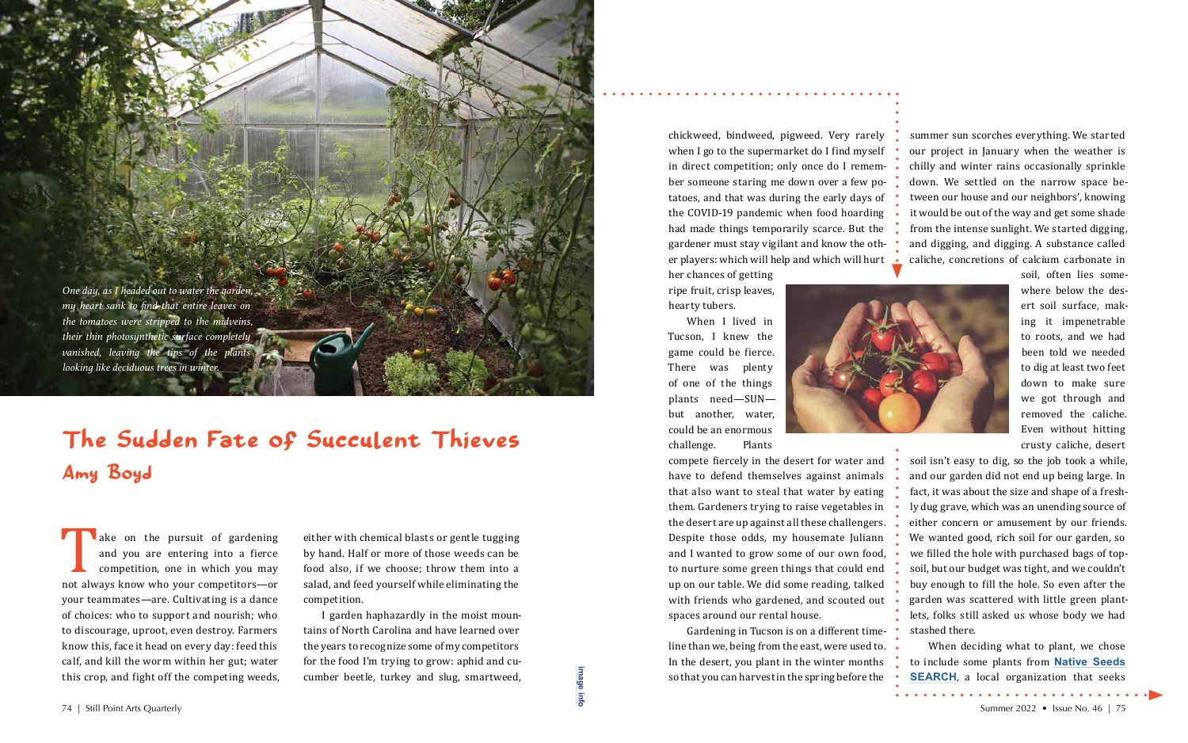*One day, as I headed out to water the garden, my heart sank to find that entire leaves on the tomatoes were stripped to the midveins, their thin photosynthetic surface completely vanished, leaving the tips of the plants looking like deciduous trees in winter.*

# The Sudden Fate of Succulent Thieves

## Amy Boyd

Take on the pursuit of gardening and you are entering into a fierce competition, one in which you may not always know who your competitors—or your teammates—are. Cultivating is a dance of choices: who to support and nourish; who to discourage, uproot, even destroy. Farmers know this, face it head on every day: feed this calf, and kill the worm within her gut; water this crop, and fight off the competing weeds, either with chemical blasts or gentle tugging by hand. Half or more of those weeds can be food also, if we choose; throw them into a salad, and feed yourself while eliminating the competition.

I garden haphazardly in the moist mountains of North Carolina and have learned over the years to recognize some of my competitors for the food I'm trying to grow: aphid and cucumber beetle, turkey and slug, smartweed, chickweed, bindweed, pigweed. Very rarely when I go to the supermarket do I find myself in direct competition; only once do I remember someone staring me down over a few potatoes, and that was during the early days of the COVID-19 pandemic when food hoarding had made things temporarily scarce. But the gardener must stay vigilant and know the other players: which will help and which will hurt her chances of getting ripe fruit, crisp leaves, hearty tubers.

When I lived in Tucson, I knew the game could be fierce. There was plenty of one of the things plants need—SUN—but another, water, could be an enormous challenge. Plants compete fiercely in the desert for water and have to defend themselves against animals that also want to steal that water by eating them. Gardeners trying to raise vegetables in the desert are up against all these challengers. Despite those odds, my housemate Juliann and I wanted to grow some of our own food, to nurture some green things that could end up on our table. We did some reading, talked with friends who gardened, and scouted out spaces around our rental house.

Gardening in Tucson is on a different timeline than we, being from the east, were used to. In the desert, you plant in the winter months so that you can harvest in the spring before the summer sun scorches everything. We started our project in January when the weather is chilly and winter rains occasionally sprinkle down. We settled on the narrow space between our house and our neighbors', knowing it would be out of the way and get some shade from the intense sunlight. We started digging, and digging, and digging. A substance called caliche, concretions of calcium carbonate in soil, often lies somewhere below the desert soil surface, making it impenetrable to roots, and we had been told we needed to dig at least two feet down to make sure we got through and removed the caliche. Even without hitting crusty caliche, desert soil isn't easy to dig, so the job took a while, and our garden did not end up being large. In fact, it was about the size and shape of a freshly dug grave, which was an unending source of either concern or amusement by our friends. We wanted good, rich soil for our garden, so we filled the hole with purchased bags of topsoil, but our budget was tight, and we couldn't buy enough to fill the hole. So even after the garden was scattered with little green plantlets, folks still asked us whose body we had stashed there.

When deciding what to plant, we chose to include some plants from **Native Seeds SEARCH**, a local organization that seeks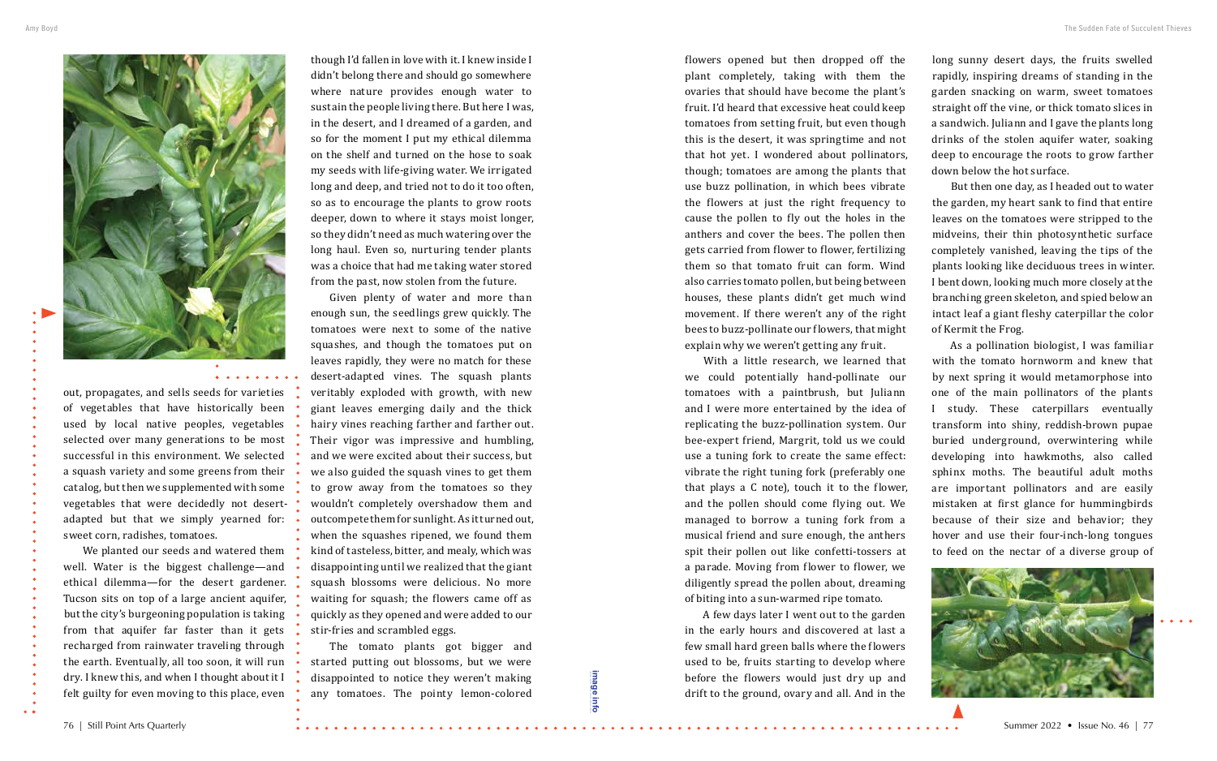out, propagates, and sells seeds for varieties of vegetables that have historically been used by local native peoples, vegetables selected over many generations to be most successful in this environment. We selected a squash variety and some greens from their catalog, but then we supplemented with some vegetables that were decidedly not desert-adapted but that we simply yearned for: sweet corn, radishes, tomatoes.

We planted our seeds and watered them well. Water is the biggest challenge—and ethical dilemma—for the desert gardener. Tucson sits on top of a large ancient aquifer, but the city's burgeoning population is taking from that aquifer far faster than it gets recharged from rainwater traveling through the earth. Eventually, all too soon, it will run dry. I knew this, and when I thought about it I felt guilty for even moving to this place, even though I'd fallen in love with it. I knew inside I didn't belong there and should go somewhere where nature provides enough water to sustain the people living there. But here I was, in the desert, and I dreamed of a garden, and so for the moment I put my ethical dilemma on the shelf and turned on the hose to soak my seeds with life-giving water. We irrigated long and deep, and tried not to do it too often, so as to encourage the plants to grow roots deeper, down to where it stays moist longer, so they didn't need as much watering over the long haul. Even so, nurturing tender plants was a choice that had me taking water stored from the past, now stolen from the future.

Given plenty of water and more than enough sun, the seedlings grew quickly. The tomatoes were next to some of the native squashes, and though the tomatoes put on leaves rapidly, they were no match for these desert-adapted vines. The squash plants veritably exploded with growth, with new giant leaves emerging daily and the thick hairy vines reaching farther and farther out. Their vigor was impressive and humbling, and we were excited about their success, but we also guided the squash vines to get them to grow away from the tomatoes so they wouldn't completely overshadow them and outcompete them for sunlight. As it turned out, when the squashes ripened, we found them kind of tasteless, bitter, and mealy, which was disappointing until we realized that the giant squash blossoms were delicious. No more waiting for squash; the flowers came off as quickly as they opened and were added to our stir-fries and scrambled eggs.

The tomato plants got bigger and started putting out blossoms, but we were disappointed to notice they weren't making any tomatoes. The pointy lemon-colored flowers opened but then dropped off the plant completely, taking with them the ovaries that should have become the plant's fruit. I'd heard that excessive heat could keep tomatoes from setting fruit, but even though this is the desert, it was springtime and not that hot yet. I wondered about pollinators, though; tomatoes are among the plants that use buzz pollination, in which bees vibrate the flowers at just the right frequency to cause the pollen to fly out the holes in the anthers and cover the bees. The pollen then gets carried from flower to flower, fertilizing them so that tomato fruit can form. Wind also carries tomato pollen, but being between houses, these plants didn't get much wind movement. If there weren't any of the right bees to buzz-pollinate our flowers, that might explain why we weren't getting any fruit.

With a little research, we learned that we could potentially hand-pollinate our tomatoes with a paintbrush, but Juliann and I were more entertained by the idea of replicating the buzz-pollination system. Our bee-expert friend, Margrit, told us we could use a tuning fork to create the same effect: vibrate the right tuning fork (preferably one that plays a C note), touch it to the flower, and the pollen should come flying out. We managed to borrow a tuning fork from a musical friend and sure enough, the anthers spit their pollen out like confetti-tossers at a parade. Moving from flower to flower, we diligently spread the pollen about, dreaming of biting into a sun-warmed ripe tomato.

A few days later I went out to the garden in the early hours and discovered at last a few small hard green balls where the flowers used to be, fruits starting to develop where before the flowers would just dry up and drift to the ground, ovary and all. And in the long sunny desert days, the fruits swelled rapidly, inspiring dreams of standing in the garden snacking on warm, sweet tomatoes straight off the vine, or thick tomato slices in a sandwich. Juliann and I gave the plants long drinks of the stolen aquifer water, soaking deep to encourage the roots to grow farther down below the hot surface.

But then one day, as I headed out to water the garden, my heart sank to find that entire leaves on the tomatoes were stripped to the midveins, their thin photosynthetic surface completely vanished, leaving the tips of the plants looking like deciduous trees in winter. I bent down, looking much more closely at the branching green skeleton, and spied below an intact leaf a giant fleshy caterpillar the color of Kermit the Frog.

As a pollination biologist, I was familiar with the tomato hornworm and knew that by next spring it would metamorphose into one of the main pollinators of the plants I study. These caterpillars eventually transform into shiny, reddish-brown pupae buried underground, overwintering while developing into hawkmoths, also called sphinx moths. The beautiful adult moths are important pollinators and are easily mistaken at first glance for hummingbirds because of their size and behavior; they hover and use their four-inch-long tongues to feed on the nectar of a diverse group of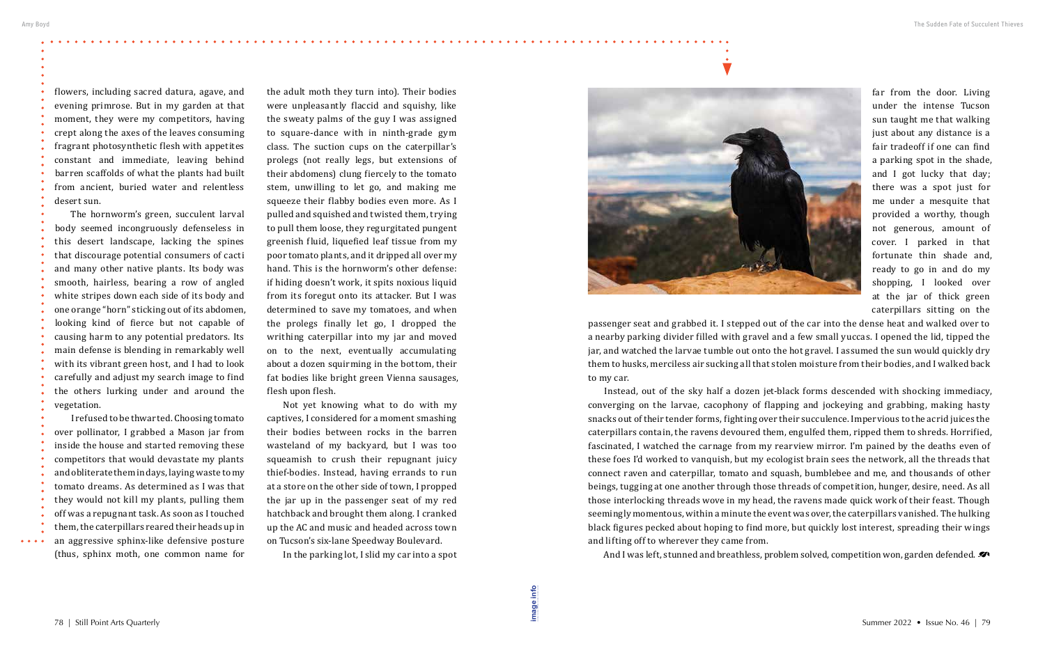flowers, including sacred datura, agave, and evening primrose. But in my garden at that moment, they were my competitors, having crept along the axes of the leaves consuming fragrant photosynthetic flesh with appetites constant and immediate, leaving behind barren scaffolds of what the plants had built from ancient, buried water and relentless desert sun.

The hornworm's green, succulent larval body seemed incongruously defenseless in this desert landscape, lacking the spines that discourage potential consumers of cacti and many other native plants. Its body was smooth, hairless, bearing a row of angled white stripes down each side of its body and one orange "horn" sticking out of its abdomen, looking kind of fierce but not capable of causing harm to any potential predators. Its main defense is blending in remarkably well with its vibrant green host, and I had to look carefully and adjust my search image to find the others lurking under and around the vegetation.

I refused to be thwarted. Choosing tomato over pollinator, I grabbed a Mason jar from inside the house and started removing these competitors that would devastate my plants and obliterate them in days, laying waste to my tomato dreams. As determined as I was that they would not kill my plants, pulling them off was a repugnant task. As soon as I touched them, the caterpillars reared their heads up in an aggressive sphinx-like defensive posture (thus, sphinx moth, one common name for the adult moth they turn into). Their bodies were unpleasantly flaccid and squishy, like the sweaty palms of the guy I was assigned to square-dance with in ninth-grade gym class. The suction cups on the caterpillar's prolegs (not really legs, but extensions of their abdomens) clung fiercely to the tomato stem, unwilling to let go, and making me squeeze their flabby bodies even more. As I pulled and squished and twisted them, trying to pull them loose, they regurgitated pungent greenish fluid, liquefied leaf tissue from my poor tomato plants, and it dripped all over my hand. This is the hornworm's other defense: if hiding doesn't work, it spits noxious liquid from its foregut onto its attacker. But I was determined to save my tomatoes, and when the prolegs finally let go, I dropped the writhing caterpillar into my jar and moved on to the next, eventually accumulating about a dozen squirming in the bottom, their fat bodies like bright green Vienna sausages, flesh upon flesh.

Not yet knowing what to do with my captives, I considered for a moment smashing their bodies between rocks in the barren wasteland of my backyard, but I was too squeamish to crush their repugnant juicy thief-bodies. Instead, having errands to run at a store on the other side of town, I propped the jar up in the passenger seat of my red hatchback and brought them along. I cranked up the AC and music and headed across town on Tucson's six-lane Speedway Boulevard.

In the parking lot, I slid my car into a spot far from the door. Living under the intense Tucson sun taught me that walking just about any distance is a fair tradeoff if one can find a parking spot in the shade, and I got lucky that day; there was a spot just for me under a mesquite that provided a worthy, though not generous, amount of cover. I parked in that fortunate thin shade and, ready to go in and do my shopping, I looked over at the jar of thick green caterpillars sitting on the passenger seat and grabbed it. I stepped out of the car into the dense heat and walked over to a nearby parking divider filled with gravel and a few small yuccas. I opened the lid, tipped the jar, and watched the larvae tumble out onto the hot gravel. I assumed the sun would quickly dry them to husks, merciless air sucking all that stolen moisture from their bodies, and I walked back to my car.

Instead, out of the sky half a dozen jet-black forms descended with shocking immediacy, converging on the larvae, cacophony of flapping and jockeying and grabbing, making hasty snacks out of their tender forms, fighting over their succulence. Impervious to the acrid juices the caterpillars contain, the ravens devoured them, engulfed them, ripped them to shreds. Horrified, fascinated, I watched the carnage from my rearview mirror. I'm pained by the deaths even of these foes I'd worked to vanquish, but my ecologist brain sees the network, all the threads that connect raven and caterpillar, tomato and squash, bumblebee and me, and thousands of other beings, tugging at one another through those threads of competition, hunger, desire, need. As all those interlocking threads wove in my head, the ravens made quick work of their feast. Though seemingly momentous, within a minute the event was over, the caterpillars vanished. The hulking black figures pecked about hoping to find more, but quickly lost interest, spreading their wings and lifting off to wherever they came from.

And I was left, stunned and breathless, problem solved, competition won, garden defended.